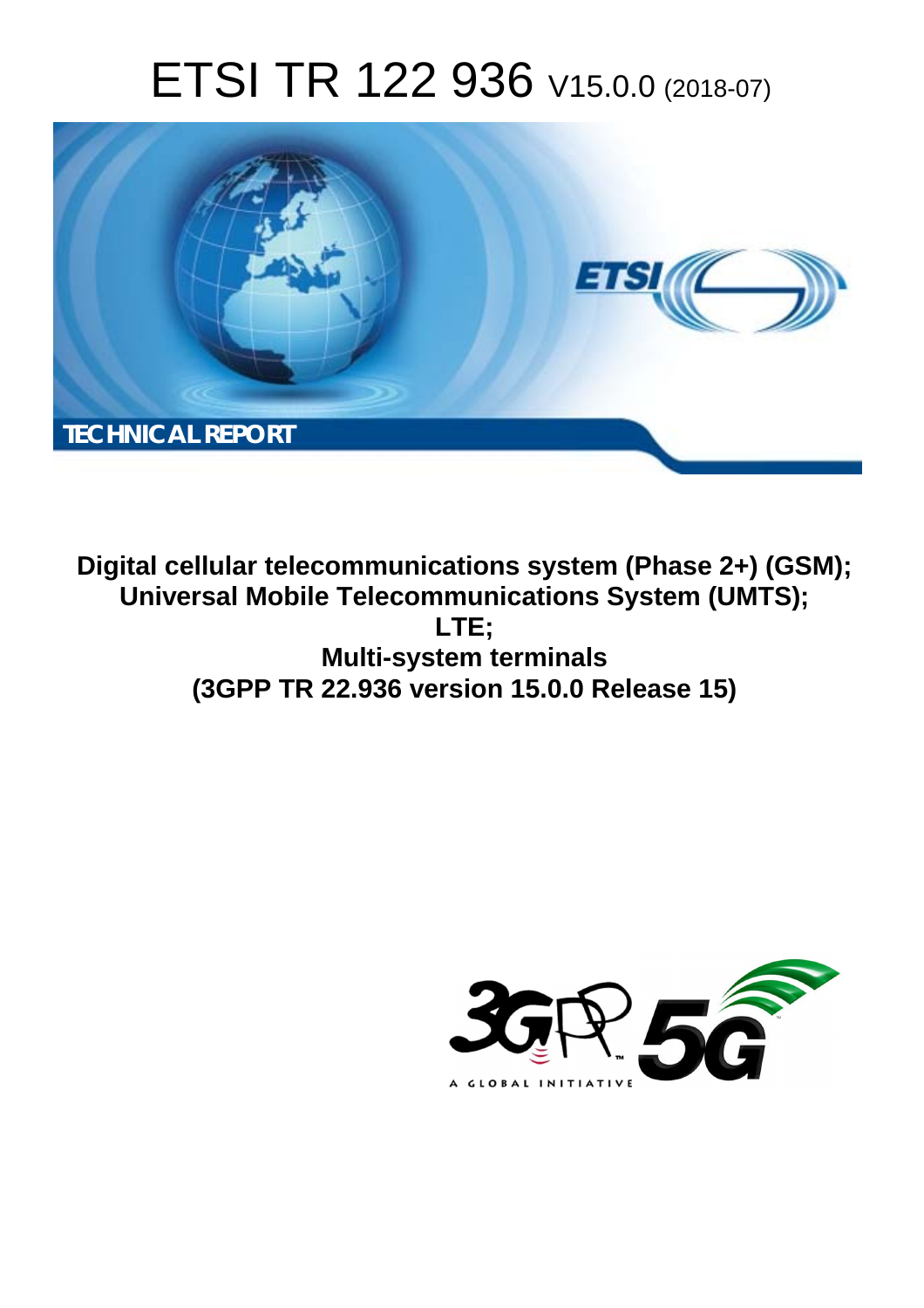# ETSI TR 122 936 V15.0.0 (2018-07)

TECHNICAL REPORT

**Digital cellular telecommunications system (Phase 2+) (GSM);**
**Universal Mobile Telecommunications System (UMTS);**
**LTE;**
**Multi-system terminals**
**(3GPP TR 22.936 version 15.0.0 Release 15)**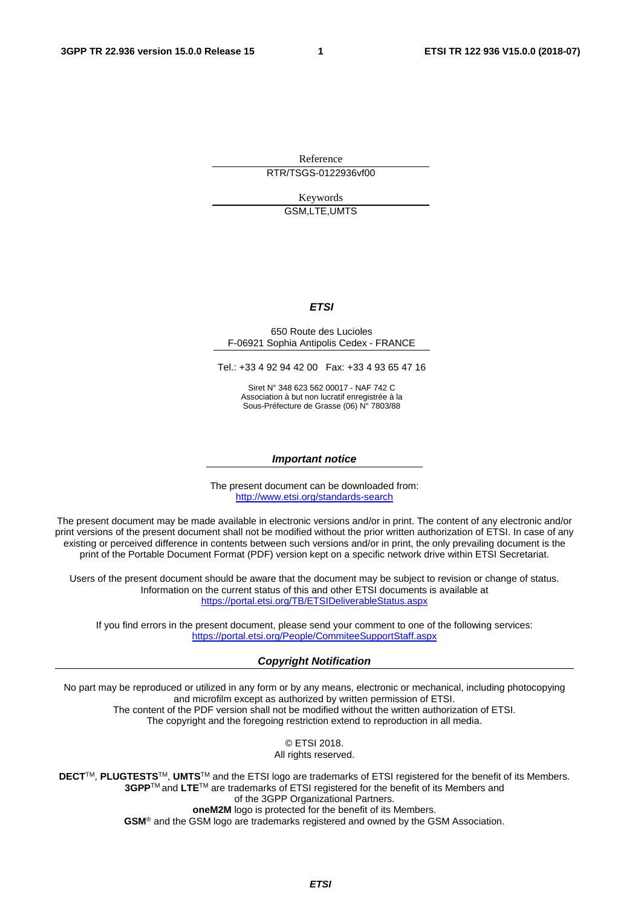Reference

RTR/TSGS-0122936vf00

Keywords

GSM,LTE,UMTS

***ETSI***

650 Route des Lucioles
F-06921 Sophia Antipolis Cedex - FRANCE

Tel.: +33 4 92 94 42 00 Fax: +33 4 93 65 47 16

Siret N° 348 623 562 00017 - NAF 742 C
Association à but non lucratif enregistrée à la
Sous-Préfecture de Grasse (06) N° 7803/88

***Important notice***

The present document can be downloaded from:
http://www.etsi.org/standards-search

The present document may be made available in electronic versions and/or in print. The content of any electronic and/or print versions of the present document shall not be modified without the prior written authorization of ETSI. In case of any existing or perceived difference in contents between such versions and/or in print, the only prevailing document is the print of the Portable Document Format (PDF) version kept on a specific network drive within ETSI Secretariat.

Users of the present document should be aware that the document may be subject to revision or change of status. Information on the current status of this and other ETSI documents is available at
https://portal.etsi.org/TB/ETSIDeliverableStatus.aspx

If you find errors in the present document, please send your comment to one of the following services:
https://portal.etsi.org/People/CommiteeSupportStaff.aspx

***Copyright Notification***

No part may be reproduced or utilized in any form or by any means, electronic or mechanical, including photocopying and microfilm except as authorized by written permission of ETSI.
The content of the PDF version shall not be modified without the written authorization of ETSI.
The copyright and the foregoing restriction extend to reproduction in all media.

© ETSI 2018.
All rights reserved.

**DECT**™, **PLUGTESTS**™, **UMTS**™ and the ETSI logo are trademarks of ETSI registered for the benefit of its Members.
**3GPP**™ and **LTE**™ are trademarks of ETSI registered for the benefit of its Members and of the 3GPP Organizational Partners.
**oneM2M** logo is protected for the benefit of its Members.
**GSM**® and the GSM logo are trademarks registered and owned by the GSM Association.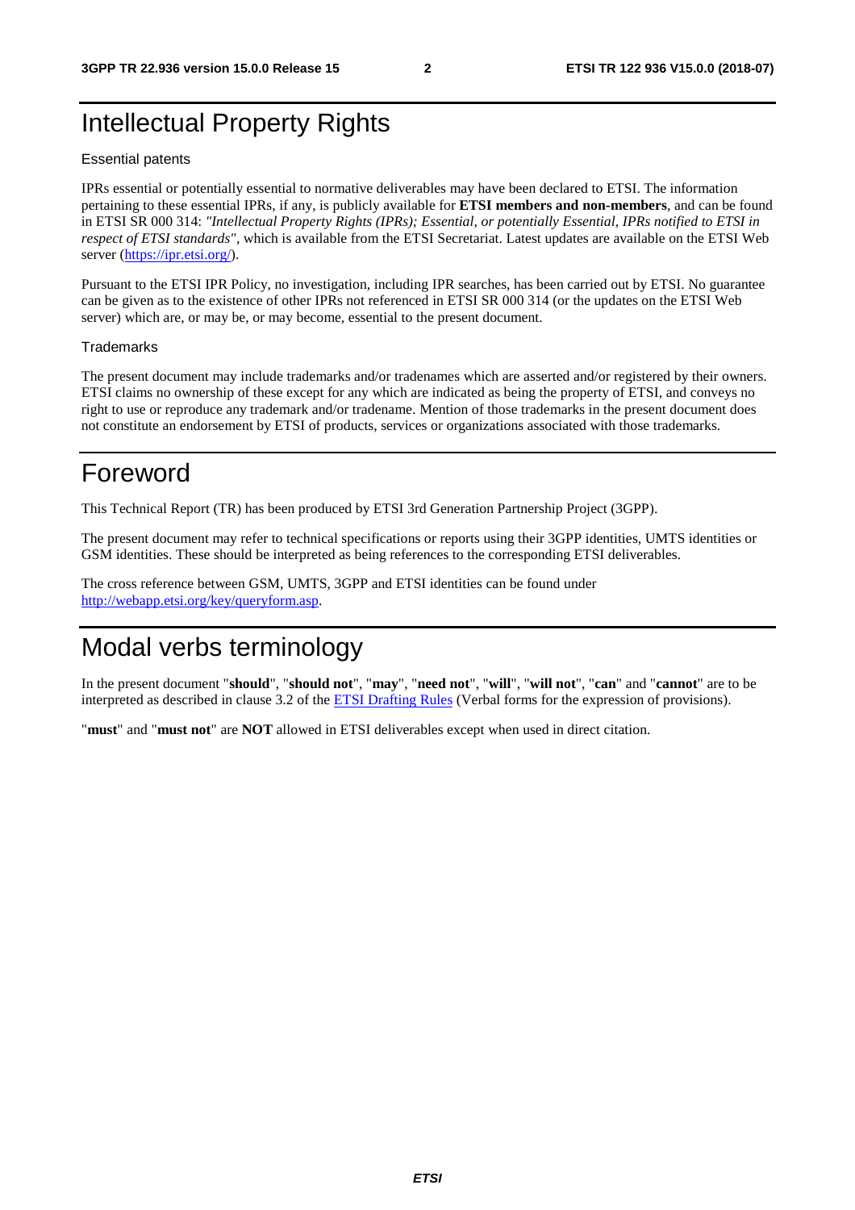# Intellectual Property Rights

Essential patents

IPRs essential or potentially essential to normative deliverables may have been declared to ETSI. The information pertaining to these essential IPRs, if any, is publicly available for **ETSI members and non-members**, and can be found in ETSI SR 000 314: *"Intellectual Property Rights (IPRs); Essential, or potentially Essential, IPRs notified to ETSI in respect of ETSI standards"*, which is available from the ETSI Secretariat. Latest updates are available on the ETSI Web server (https://ipr.etsi.org/).

Pursuant to the ETSI IPR Policy, no investigation, including IPR searches, has been carried out by ETSI. No guarantee can be given as to the existence of other IPRs not referenced in ETSI SR 000 314 (or the updates on the ETSI Web server) which are, or may be, or may become, essential to the present document.

Trademarks

The present document may include trademarks and/or tradenames which are asserted and/or registered by their owners. ETSI claims no ownership of these except for any which are indicated as being the property of ETSI, and conveys no right to use or reproduce any trademark and/or tradename. Mention of those trademarks in the present document does not constitute an endorsement by ETSI of products, services or organizations associated with those trademarks.

# Foreword

This Technical Report (TR) has been produced by ETSI 3rd Generation Partnership Project (3GPP).

The present document may refer to technical specifications or reports using their 3GPP identities, UMTS identities or GSM identities. These should be interpreted as being references to the corresponding ETSI deliverables.

The cross reference between GSM, UMTS, 3GPP and ETSI identities can be found under http://webapp.etsi.org/key/queryform.asp.

# Modal verbs terminology

In the present document "**should**", "**should not**", "**may**", "**need not**", "**will**", "**will not**", "**can**" and "**cannot**" are to be interpreted as described in clause 3.2 of the ETSI Drafting Rules (Verbal forms for the expression of provisions).

"**must**" and "**must not**" are **NOT** allowed in ETSI deliverables except when used in direct citation.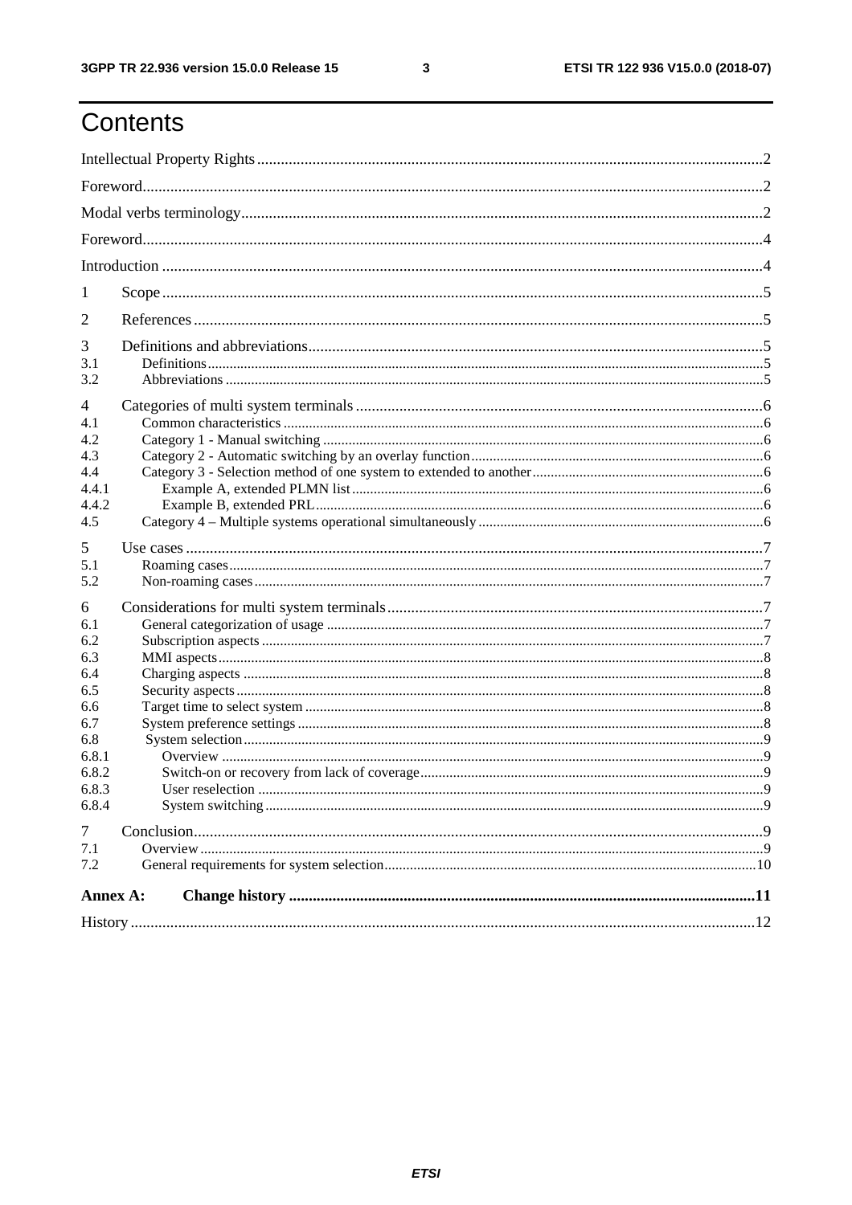# Contents

Intellectual Property Rights ........................................................................................................................2

Foreword.......................................................................................................................................................2

Modal verbs terminology..............................................................................................................................2

Foreword.......................................................................................................................................................4

Introduction ..................................................................................................................................................4

1 Scope ........................................................................................................................................................5

2 References .................................................................................................................................................5

3 Definitions and abbreviations.....................................................................................................................5

3.1 Definitions ...............................................................................................................................................5

3.2 Abbreviations ..........................................................................................................................................5

4 Categories of multi system terminals .........................................................................................................6

4.1 Common characteristics ..........................................................................................................................6

4.2 Category 1 - Manual switching ................................................................................................................6

4.3 Category 2 - Automatic switching by an overlay function ..........................................................................6

4.4 Category 3 - Selection method of one system to extended to another ........................................................6

4.4.1 Example A, extended PLMN list .........................................................................................................6

4.4.2 Example B, extended PRL ..................................................................................................................6

4.5 Category 4 – Multiple systems operational simultaneously .......................................................................6

5 Use cases ...................................................................................................................................................7

5.1 Roaming cases .........................................................................................................................................7

5.2 Non-roaming cases ...................................................................................................................................7

6 Considerations for multi system terminals ..................................................................................................7

6.1 General categorization of usage ................................................................................................................7

6.2 Subscription aspects .................................................................................................................................7

6.3 MMI aspects ............................................................................................................................................8

6.4 Charging aspects ......................................................................................................................................8

6.5 Security aspects ........................................................................................................................................8

6.6 Target time to select system ......................................................................................................................8

6.7 System preference settings ........................................................................................................................8

6.8 System selection .......................................................................................................................................9

6.8.1 Overview ...............................................................................................................................................9

6.8.2 Switch-on or recovery from lack of coverage ...........................................................................................9

6.8.3 User reselection .....................................................................................................................................9

6.8.4 System switching ...................................................................................................................................9

7 Conclusion ..................................................................................................................................................9

7.1 Overview ...................................................................................................................................................9

7.2 General requirements for system selection ..................................................................................................10

**Annex A: Change history .............................................................................................................................11**

History ............................................................................................................................................................12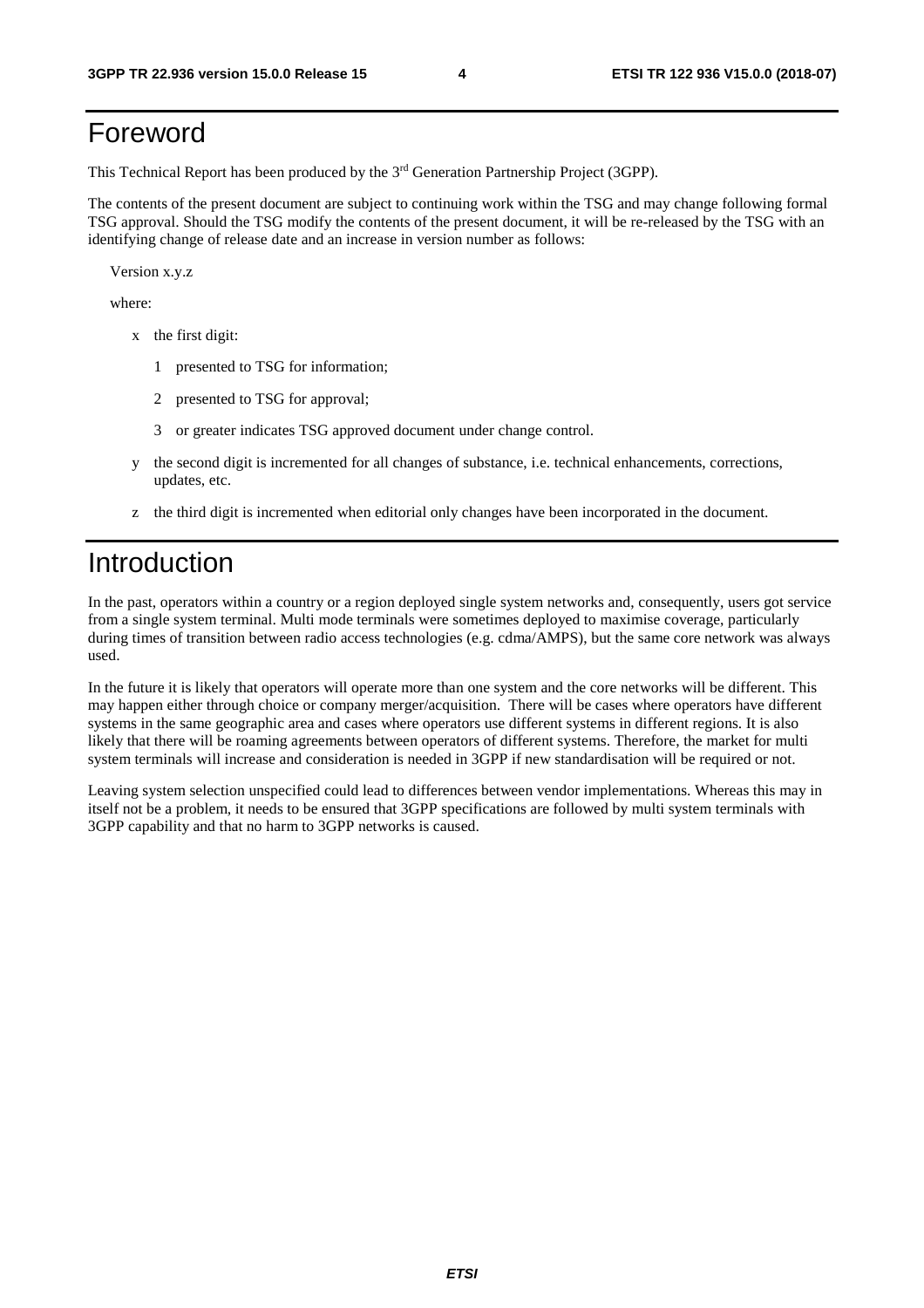# Foreword

This Technical Report has been produced by the 3rd Generation Partnership Project (3GPP).

The contents of the present document are subject to continuing work within the TSG and may change following formal TSG approval. Should the TSG modify the contents of the present document, it will be re-released by the TSG with an identifying change of release date and an increase in version number as follows:

Version x.y.z

where:

- x the first digit:
  - 1 presented to TSG for information;
  - 2 presented to TSG for approval;
  - 3 or greater indicates TSG approved document under change control.
- y the second digit is incremented for all changes of substance, i.e. technical enhancements, corrections, updates, etc.
- z the third digit is incremented when editorial only changes have been incorporated in the document.

# Introduction

In the past, operators within a country or a region deployed single system networks and, consequently, users got service from a single system terminal. Multi mode terminals were sometimes deployed to maximise coverage, particularly during times of transition between radio access technologies (e.g. cdma/AMPS), but the same core network was always used.

In the future it is likely that operators will operate more than one system and the core networks will be different. This may happen either through choice or company merger/acquisition. There will be cases where operators have different systems in the same geographic area and cases where operators use different systems in different regions. It is also likely that there will be roaming agreements between operators of different systems. Therefore, the market for multi system terminals will increase and consideration is needed in 3GPP if new standardisation will be required or not.

Leaving system selection unspecified could lead to differences between vendor implementations. Whereas this may in itself not be a problem, it needs to be ensured that 3GPP specifications are followed by multi system terminals with 3GPP capability and that no harm to 3GPP networks is caused.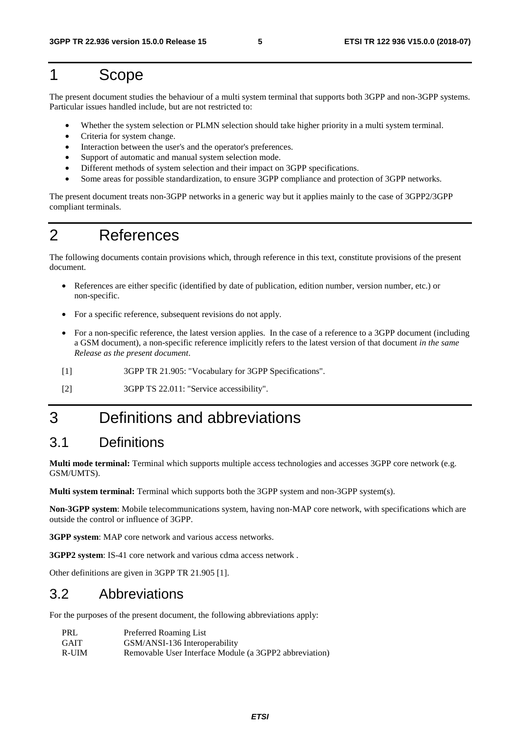# 1 Scope

The present document studies the behaviour of a multi system terminal that supports both 3GPP and non-3GPP systems. Particular issues handled include, but are not restricted to:

- Whether the system selection or PLMN selection should take higher priority in a multi system terminal.
- Criteria for system change.
- Interaction between the user's and the operator's preferences.
- Support of automatic and manual system selection mode.
- Different methods of system selection and their impact on 3GPP specifications.
- Some areas for possible standardization, to ensure 3GPP compliance and protection of 3GPP networks.

The present document treats non-3GPP networks in a generic way but it applies mainly to the case of 3GPP2/3GPP compliant terminals.

# 2 References

The following documents contain provisions which, through reference in this text, constitute provisions of the present document.

- References are either specific (identified by date of publication, edition number, version number, etc.) or non-specific.
- For a specific reference, subsequent revisions do not apply.
- For a non-specific reference, the latest version applies. In the case of a reference to a 3GPP document (including a GSM document), a non-specific reference implicitly refers to the latest version of that document *in the same Release as the present document*.

[1] 3GPP TR 21.905: "Vocabulary for 3GPP Specifications".

[2] 3GPP TS 22.011: "Service accessibility".

# 3 Definitions and abbreviations

## 3.1 Definitions

**Multi mode terminal:** Terminal which supports multiple access technologies and accesses 3GPP core network (e.g. GSM/UMTS).

**Multi system terminal:** Terminal which supports both the 3GPP system and non-3GPP system(s).

**Non-3GPP system**: Mobile telecommunications system, having non-MAP core network, with specifications which are outside the control or influence of 3GPP.

**3GPP system**: MAP core network and various access networks.

**3GPP2 system**: IS-41 core network and various cdma access network .

Other definitions are given in 3GPP TR 21.905 [1].

## 3.2 Abbreviations

For the purposes of the present document, the following abbreviations apply:

PRL Preferred Roaming List
GAIT GSM/ANSI-136 Interoperability
R-UIM Removable User Interface Module (a 3GPP2 abbreviation)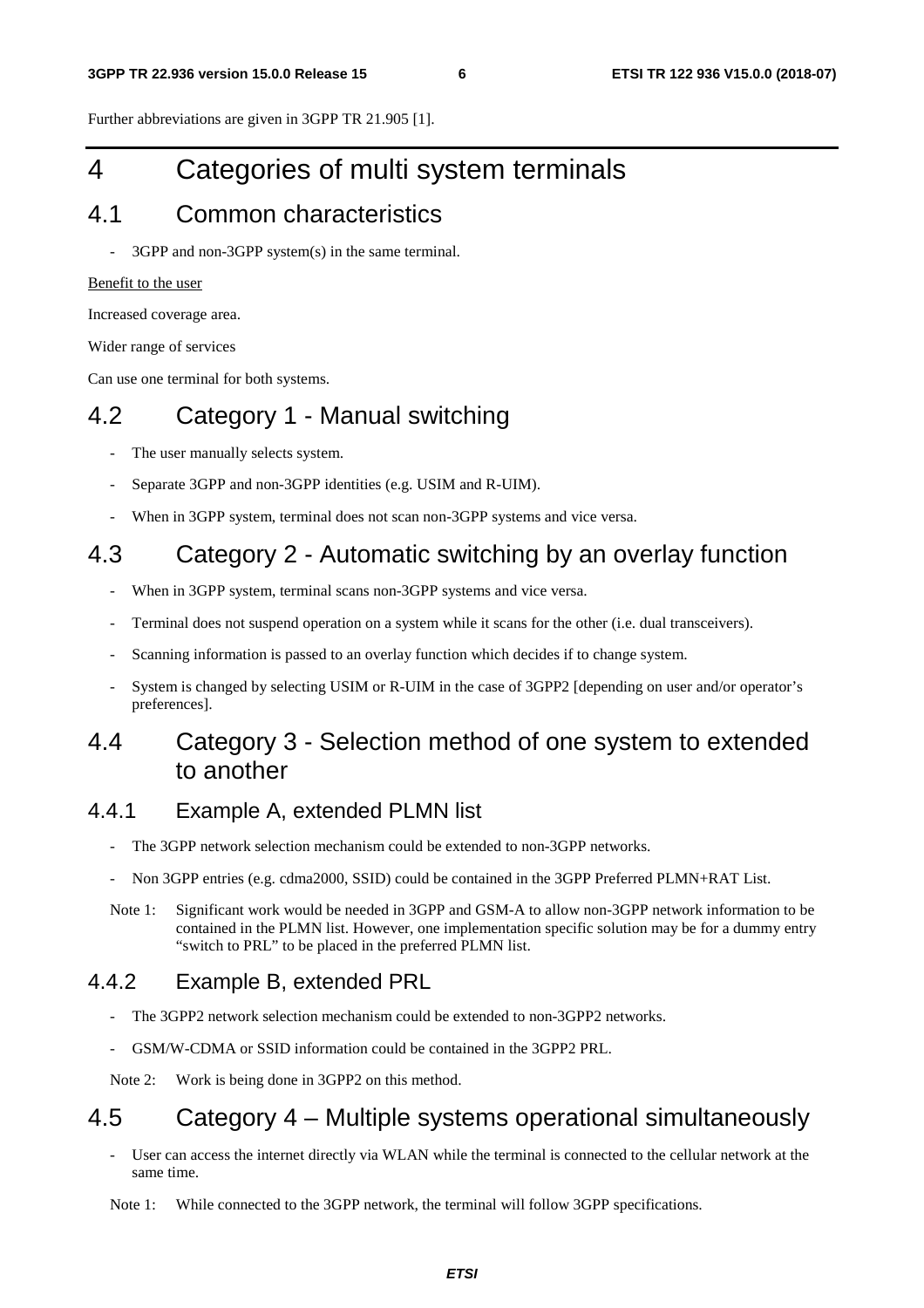Further abbreviations are given in 3GPP TR 21.905 [1].

# 4 Categories of multi system terminals

## 4.1 Common characteristics

- 3GPP and non-3GPP system(s) in the same terminal.

Benefit to the user

Increased coverage area.

Wider range of services

Can use one terminal for both systems.

## 4.2 Category 1 - Manual switching

- The user manually selects system.
- Separate 3GPP and non-3GPP identities (e.g. USIM and R-UIM).
- When in 3GPP system, terminal does not scan non-3GPP systems and vice versa.

## 4.3 Category 2 - Automatic switching by an overlay function

- When in 3GPP system, terminal scans non-3GPP systems and vice versa.
- Terminal does not suspend operation on a system while it scans for the other (i.e. dual transceivers).
- Scanning information is passed to an overlay function which decides if to change system.
- System is changed by selecting USIM or R-UIM in the case of 3GPP2 [depending on user and/or operator's preferences].

## 4.4 Category 3 - Selection method of one system to extended to another

### 4.4.1 Example A, extended PLMN list

- The 3GPP network selection mechanism could be extended to non-3GPP networks.
- Non 3GPP entries (e.g. cdma2000, SSID) could be contained in the 3GPP Preferred PLMN+RAT List.

Note 1: Significant work would be needed in 3GPP and GSM-A to allow non-3GPP network information to be contained in the PLMN list. However, one implementation specific solution may be for a dummy entry "switch to PRL" to be placed in the preferred PLMN list.

### 4.4.2 Example B, extended PRL

- The 3GPP2 network selection mechanism could be extended to non-3GPP2 networks.
- GSM/W-CDMA or SSID information could be contained in the 3GPP2 PRL.

Note 2: Work is being done in 3GPP2 on this method.

## 4.5 Category 4 – Multiple systems operational simultaneously

- User can access the internet directly via WLAN while the terminal is connected to the cellular network at the same time.

Note 1: While connected to the 3GPP network, the terminal will follow 3GPP specifications.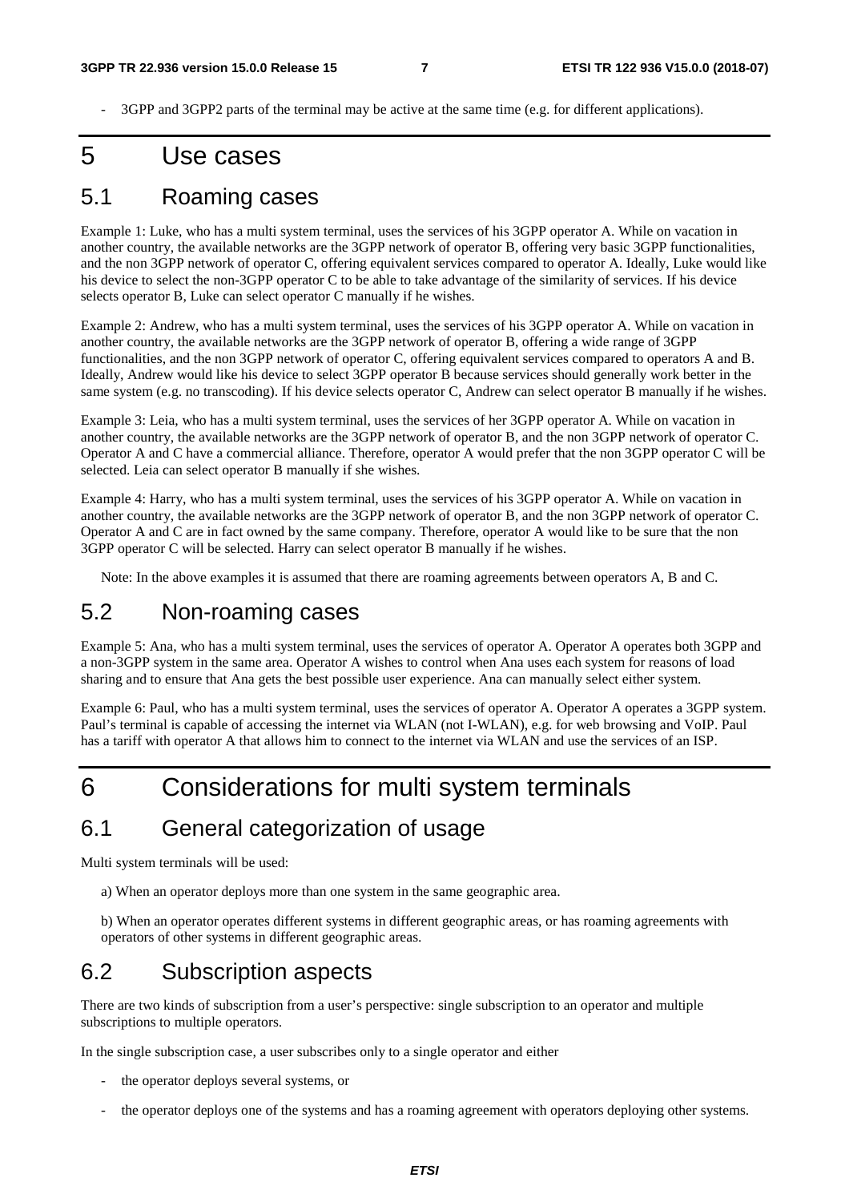- 3GPP and 3GPP2 parts of the terminal may be active at the same time (e.g. for different applications).

# 5 Use cases

## 5.1 Roaming cases

Example 1: Luke, who has a multi system terminal, uses the services of his 3GPP operator A. While on vacation in another country, the available networks are the 3GPP network of operator B, offering very basic 3GPP functionalities, and the non 3GPP network of operator C, offering equivalent services compared to operator A. Ideally, Luke would like his device to select the non-3GPP operator C to be able to take advantage of the similarity of services. If his device selects operator B, Luke can select operator C manually if he wishes.

Example 2: Andrew, who has a multi system terminal, uses the services of his 3GPP operator A. While on vacation in another country, the available networks are the 3GPP network of operator B, offering a wide range of 3GPP functionalities, and the non 3GPP network of operator C, offering equivalent services compared to operators A and B. Ideally, Andrew would like his device to select 3GPP operator B because services should generally work better in the same system (e.g. no transcoding). If his device selects operator C, Andrew can select operator B manually if he wishes.

Example 3: Leia, who has a multi system terminal, uses the services of her 3GPP operator A. While on vacation in another country, the available networks are the 3GPP network of operator B, and the non 3GPP network of operator C. Operator A and C have a commercial alliance. Therefore, operator A would prefer that the non 3GPP operator C will be selected. Leia can select operator B manually if she wishes.

Example 4: Harry, who has a multi system terminal, uses the services of his 3GPP operator A. While on vacation in another country, the available networks are the 3GPP network of operator B, and the non 3GPP network of operator C. Operator A and C are in fact owned by the same company. Therefore, operator A would like to be sure that the non 3GPP operator C will be selected. Harry can select operator B manually if he wishes.

Note: In the above examples it is assumed that there are roaming agreements between operators A, B and C.

## 5.2 Non-roaming cases

Example 5: Ana, who has a multi system terminal, uses the services of operator A. Operator A operates both 3GPP and a non-3GPP system in the same area. Operator A wishes to control when Ana uses each system for reasons of load sharing and to ensure that Ana gets the best possible user experience. Ana can manually select either system.

Example 6: Paul, who has a multi system terminal, uses the services of operator A. Operator A operates a 3GPP system. Paul's terminal is capable of accessing the internet via WLAN (not I-WLAN), e.g. for web browsing and VoIP. Paul has a tariff with operator A that allows him to connect to the internet via WLAN and use the services of an ISP.

# 6 Considerations for multi system terminals

## 6.1 General categorization of usage

Multi system terminals will be used:

a) When an operator deploys more than one system in the same geographic area.

b) When an operator operates different systems in different geographic areas, or has roaming agreements with operators of other systems in different geographic areas.

## 6.2 Subscription aspects

There are two kinds of subscription from a user's perspective: single subscription to an operator and multiple subscriptions to multiple operators.

In the single subscription case, a user subscribes only to a single operator and either

- the operator deploys several systems, or
- the operator deploys one of the systems and has a roaming agreement with operators deploying other systems.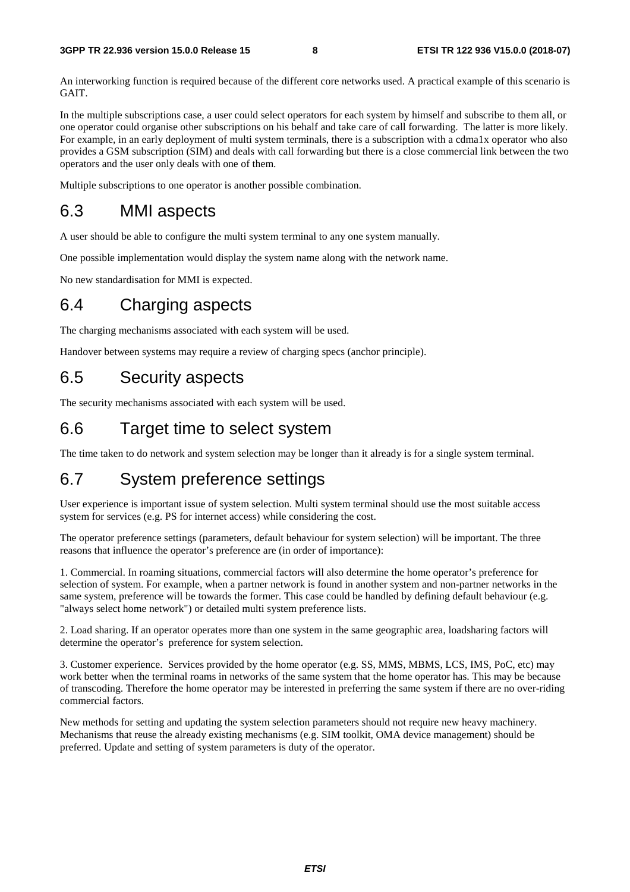An interworking function is required because of the different core networks used. A practical example of this scenario is GAIT.

In the multiple subscriptions case, a user could select operators for each system by himself and subscribe to them all, or one operator could organise other subscriptions on his behalf and take care of call forwarding. The latter is more likely. For example, in an early deployment of multi system terminals, there is a subscription with a cdma1x operator who also provides a GSM subscription (SIM) and deals with call forwarding but there is a close commercial link between the two operators and the user only deals with one of them.

Multiple subscriptions to one operator is another possible combination.

## 6.3 MMI aspects

A user should be able to configure the multi system terminal to any one system manually.

One possible implementation would display the system name along with the network name.

No new standardisation for MMI is expected.

## 6.4 Charging aspects

The charging mechanisms associated with each system will be used.

Handover between systems may require a review of charging specs (anchor principle).

## 6.5 Security aspects

The security mechanisms associated with each system will be used.

## 6.6 Target time to select system

The time taken to do network and system selection may be longer than it already is for a single system terminal.

## 6.7 System preference settings

User experience is important issue of system selection. Multi system terminal should use the most suitable access system for services (e.g. PS for internet access) while considering the cost.

The operator preference settings (parameters, default behaviour for system selection) will be important. The three reasons that influence the operator's preference are (in order of importance):

1. Commercial. In roaming situations, commercial factors will also determine the home operator's preference for selection of system. For example, when a partner network is found in another system and non-partner networks in the same system, preference will be towards the former. This case could be handled by defining default behaviour (e.g. "always select home network") or detailed multi system preference lists.

2. Load sharing. If an operator operates more than one system in the same geographic area, loadsharing factors will determine the operator's preference for system selection.

3. Customer experience. Services provided by the home operator (e.g. SS, MMS, MBMS, LCS, IMS, PoC, etc) may work better when the terminal roams in networks of the same system that the home operator has. This may be because of transcoding. Therefore the home operator may be interested in preferring the same system if there are no over-riding commercial factors.

New methods for setting and updating the system selection parameters should not require new heavy machinery. Mechanisms that reuse the already existing mechanisms (e.g. SIM toolkit, OMA device management) should be preferred. Update and setting of system parameters is duty of the operator.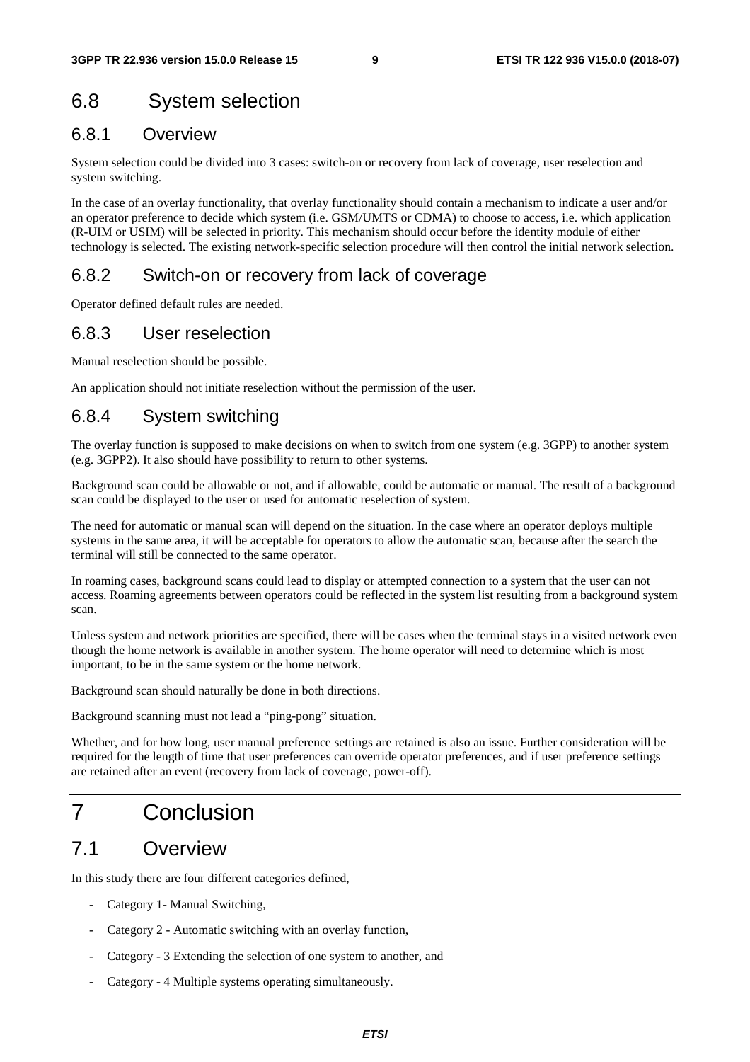## 6.8 System selection

### 6.8.1 Overview

System selection could be divided into 3 cases: switch-on or recovery from lack of coverage, user reselection and system switching.

In the case of an overlay functionality, that overlay functionality should contain a mechanism to indicate a user and/or an operator preference to decide which system (i.e. GSM/UMTS or CDMA) to choose to access, i.e. which application (R-UIM or USIM) will be selected in priority. This mechanism should occur before the identity module of either technology is selected. The existing network-specific selection procedure will then control the initial network selection.

### 6.8.2 Switch-on or recovery from lack of coverage

Operator defined default rules are needed.

### 6.8.3 User reselection

Manual reselection should be possible.

An application should not initiate reselection without the permission of the user.

### 6.8.4 System switching

The overlay function is supposed to make decisions on when to switch from one system (e.g. 3GPP) to another system (e.g. 3GPP2). It also should have possibility to return to other systems.

Background scan could be allowable or not, and if allowable, could be automatic or manual. The result of a background scan could be displayed to the user or used for automatic reselection of system.

The need for automatic or manual scan will depend on the situation. In the case where an operator deploys multiple systems in the same area, it will be acceptable for operators to allow the automatic scan, because after the search the terminal will still be connected to the same operator.

In roaming cases, background scans could lead to display or attempted connection to a system that the user can not access. Roaming agreements between operators could be reflected in the system list resulting from a background system scan.

Unless system and network priorities are specified, there will be cases when the terminal stays in a visited network even though the home network is available in another system. The home operator will need to determine which is most important, to be in the same system or the home network.

Background scan should naturally be done in both directions.

Background scanning must not lead a "ping-pong" situation.

Whether, and for how long, user manual preference settings are retained is also an issue. Further consideration will be required for the length of time that user preferences can override operator preferences, and if user preference settings are retained after an event (recovery from lack of coverage, power-off).

# 7 Conclusion

## 7.1 Overview

In this study there are four different categories defined,

- Category 1- Manual Switching,
- Category 2 - Automatic switching with an overlay function,
- Category - 3 Extending the selection of one system to another, and
- Category - 4 Multiple systems operating simultaneously.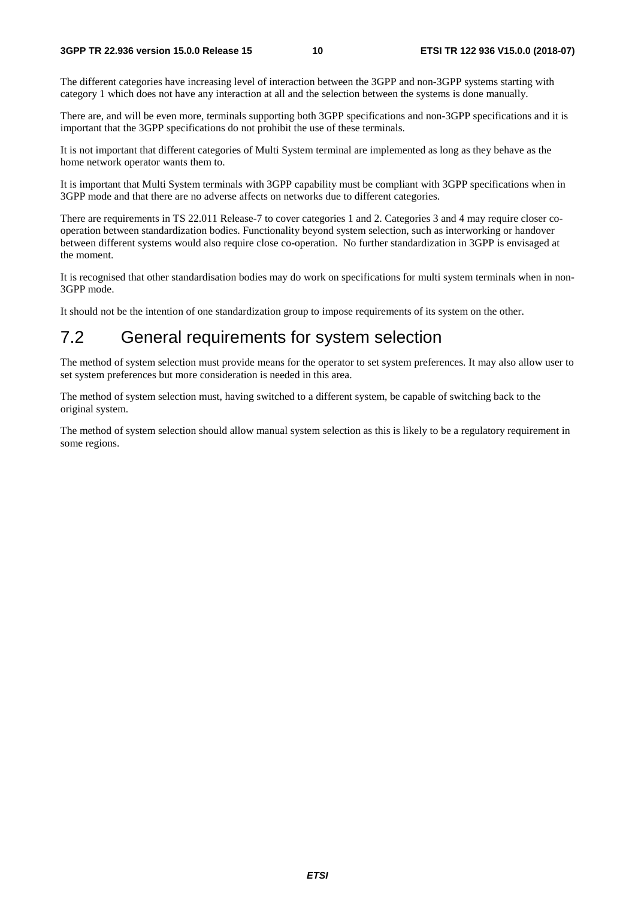The different categories have increasing level of interaction between the 3GPP and non-3GPP systems starting with category 1 which does not have any interaction at all and the selection between the systems is done manually.

There are, and will be even more, terminals supporting both 3GPP specifications and non-3GPP specifications and it is important that the 3GPP specifications do not prohibit the use of these terminals.

It is not important that different categories of Multi System terminal are implemented as long as they behave as the home network operator wants them to.

It is important that Multi System terminals with 3GPP capability must be compliant with 3GPP specifications when in 3GPP mode and that there are no adverse affects on networks due to different categories.

There are requirements in TS 22.011 Release-7 to cover categories 1 and 2. Categories 3 and 4 may require closer co-operation between standardization bodies. Functionality beyond system selection, such as interworking or handover between different systems would also require close co-operation. No further standardization in 3GPP is envisaged at the moment.

It is recognised that other standardisation bodies may do work on specifications for multi system terminals when in non-3GPP mode.

It should not be the intention of one standardization group to impose requirements of its system on the other.

## 7.2 General requirements for system selection

The method of system selection must provide means for the operator to set system preferences. It may also allow user to set system preferences but more consideration is needed in this area.

The method of system selection must, having switched to a different system, be capable of switching back to the original system.

The method of system selection should allow manual system selection as this is likely to be a regulatory requirement in some regions.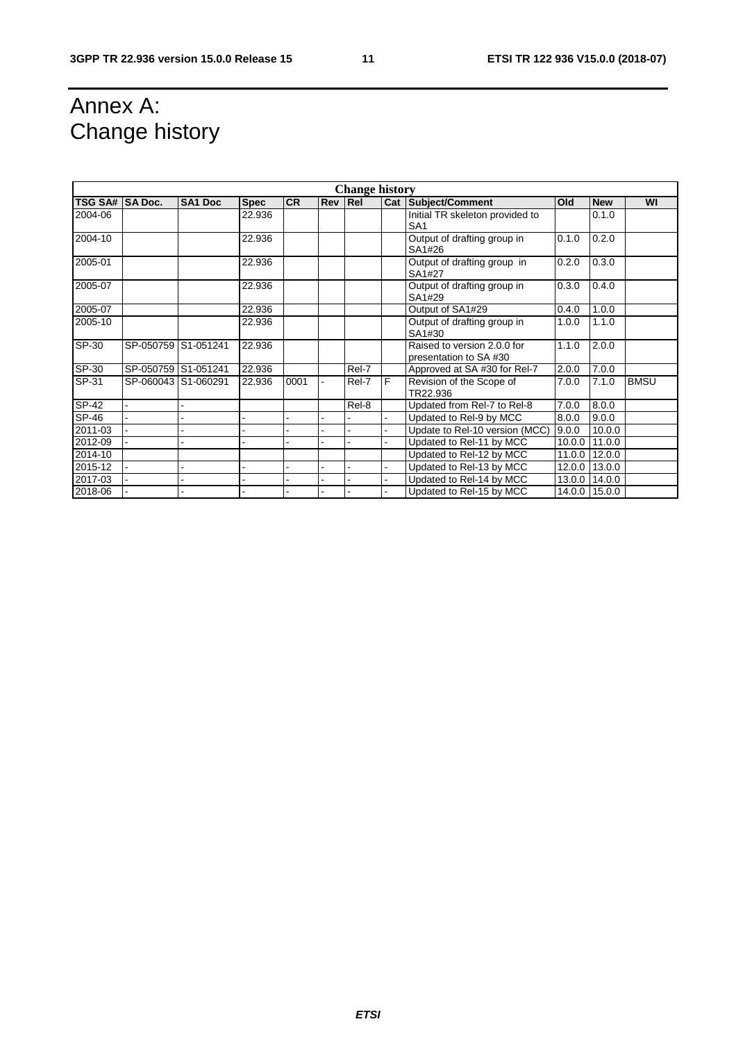# Annex A: Change history

| Change history | | | | | | | | | | | |
|---|---|---|---|---|---|---|---|---|---|---|---|
| **TSG SA#** | **SA Doc.** | **SA1 Doc** | **Spec** | **CR** | **Rev** | **Rel** | **Cat** | **Subject/Comment** | **Old** | **New** | **WI** |
| 2004-06 | | | 22.936 | | | | | Initial TR skeleton provided to SA1 | | 0.1.0 | |
| 2004-10 | | | 22.936 | | | | | Output of drafting group in SA1#26 | 0.1.0 | 0.2.0 | |
| 2005-01 | | | 22.936 | | | | | Output of drafting group in SA1#27 | 0.2.0 | 0.3.0 | |
| 2005-07 | | | 22.936 | | | | | Output of drafting group in SA1#29 | 0.3.0 | 0.4.0 | |
| 2005-07 | | | 22.936 | | | | | Output of SA1#29 | 0.4.0 | 1.0.0 | |
| 2005-10 | | | 22.936 | | | | | Output of drafting group in SA1#30 | 1.0.0 | 1.1.0 | |
| SP-30 | SP-050759 | S1-051241 | 22.936 | | | | | Raised to version 2.0.0 for presentation to SA #30 | 1.1.0 | 2.0.0 | |
| SP-30 | SP-050759 | S1-051241 | 22.936 | | | Rel-7 | | Approved at SA #30 for Rel-7 | 2.0.0 | 7.0.0 | |
| SP-31 | SP-060043 | S1-060291 | 22.936 | 0001 | - | Rel-7 | F | Revision of the Scope of TR22.936 | 7.0.0 | 7.1.0 | BMSU |
| SP-42 | - | - | | | | Rel-8 | | Updated from Rel-7 to Rel-8 | 7.0.0 | 8.0.0 | |
| SP-46 | - | - | - | - | - | - | - | Updated to Rel-9 by MCC | 8.0.0 | 9.0.0 | |
| 2011-03 | - | - | - | - | - | - | - | Update to Rel-10 version (MCC) | 9.0.0 | 10.0.0 | |
| 2012-09 | - | - | - | - | - | - | - | Updated to Rel-11 by MCC | 10.0.0 | 11.0.0 | |
| 2014-10 | | | | | | | | Updated to Rel-12 by MCC | 11.0.0 | 12.0.0 | |
| 2015-12 | - | - | - | - | - | - | - | Updated to Rel-13 by MCC | 12.0.0 | 13.0.0 | |
| 2017-03 | - | - | - | - | - | - | - | Updated to Rel-14 by MCC | 13.0.0 | 14.0.0 | |
| 2018-06 | - | - | - | - | - | - | - | Updated to Rel-15 by MCC | 14.0.0 | 15.0.0 | |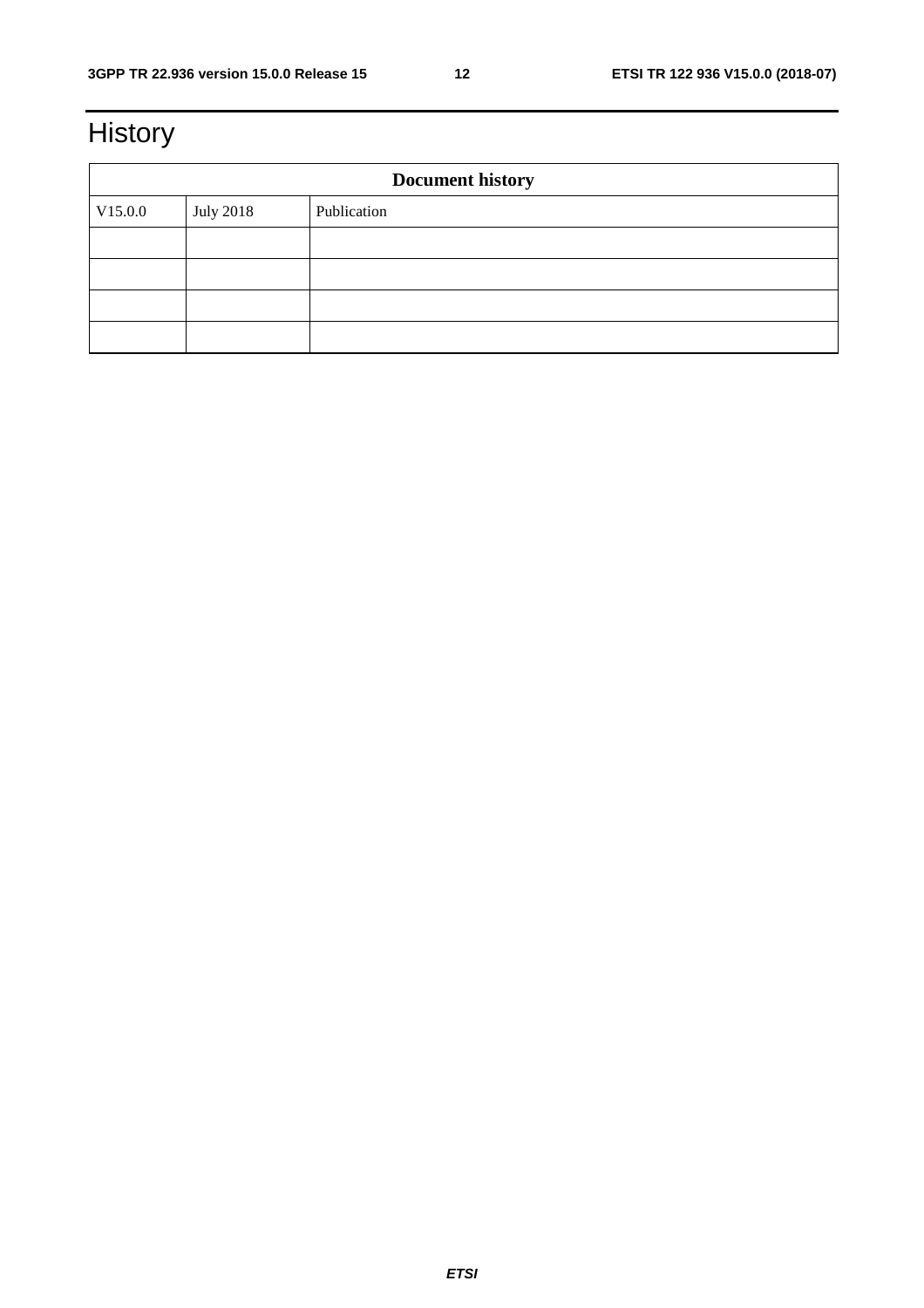# History

| Document history | | |
|---|---|---|
| V15.0.0 | July 2018 | Publication |
| | | |
| | | |
| | | |
| | | |